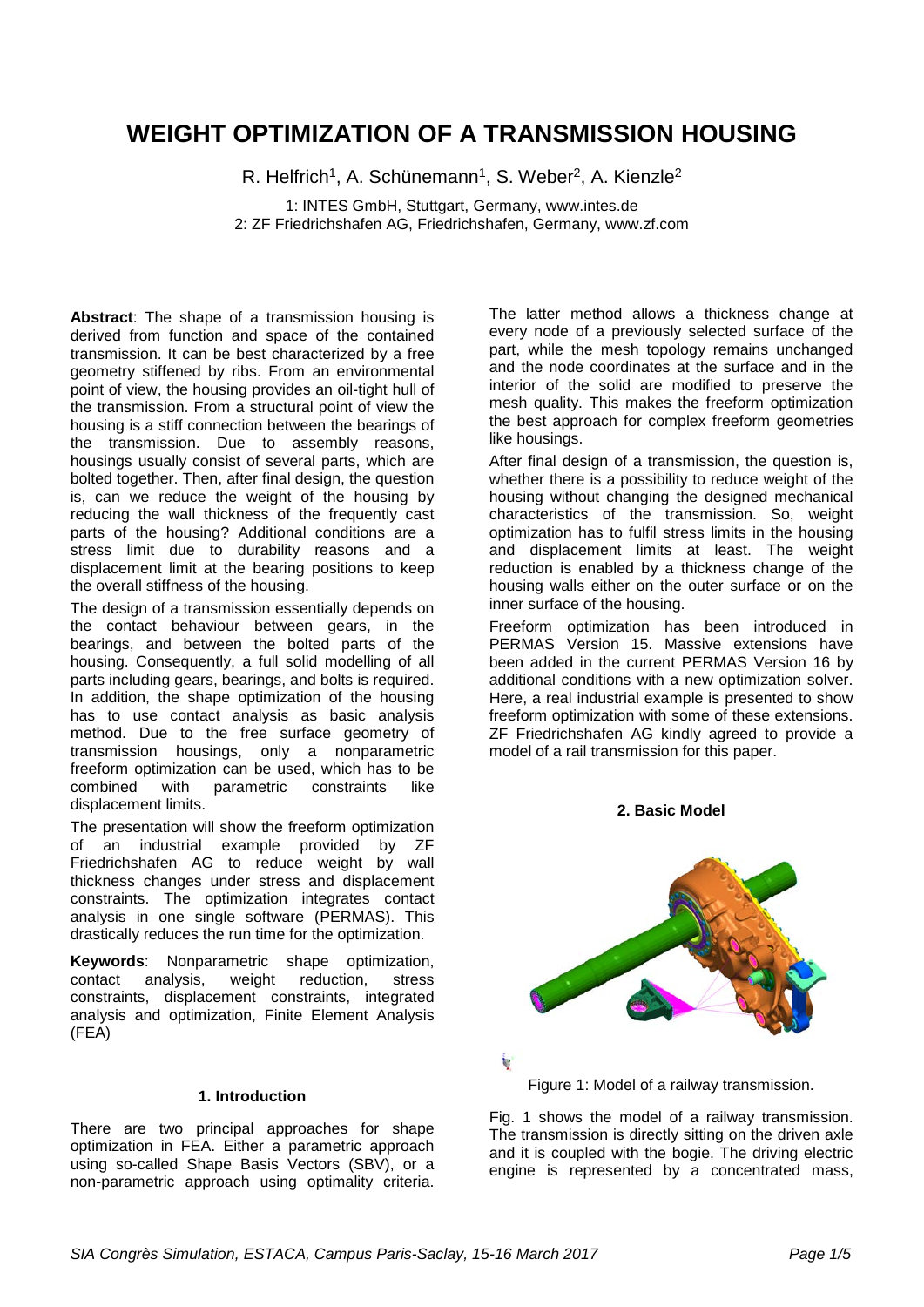# WEIGHT OPTIMIZATION OF A TRANSMISSION HOUSING

R. Helfrich[1], A. Schünemann[1], S. Weber[2], A. Kienzle[2]

1: INTES GmbH, Stuttgart, Germany, www.intes.de
2: ZF Friedrichshafen AG, Friedrichshafen, Germany, www.zf.com

**Abstract**: The shape of a transmission housing is derived from function and space of the contained transmission. It can be best characterized by a free geometry stiffened by ribs. From an environmental point of view, the housing provides an oil-tight hull of the transmission. From a structural point of view the housing is a stiff connection between the bearings of the transmission. Due to assembly reasons, housings usually consist of several parts, which are bolted together. Then, after final design, the question is, can we reduce the weight of the housing by reducing the wall thickness of the frequently cast parts of the housing? Additional conditions are a stress limit due to durability reasons and a displacement limit at the bearing positions to keep the overall stiffness of the housing.

The design of a transmission essentially depends on the contact behaviour between gears, in the bearings, and between the bolted parts of the housing. Consequently, a full solid modelling of all parts including gears, bearings, and bolts is required. In addition, the shape optimization of the housing has to use contact analysis as basic analysis method. Due to the free surface geometry of transmission housings, only a nonparametric freeform optimization can be used, which has to be combined with parametric constraints like displacement limits.

The presentation will show the freeform optimization of an industrial example provided by ZF Friedrichshafen AG to reduce weight by wall thickness changes under stress and displacement constraints. The optimization integrates contact analysis in one single software (PERMAS). This drastically reduces the run time for the optimization.

**Keywords**: Nonparametric shape optimization, contact analysis, weight reduction, stress constraints, displacement constraints, integrated analysis and optimization, Finite Element Analysis (FEA)

## 1. Introduction

There are two principal approaches for shape optimization in FEA. Either a parametric approach using so-called Shape Basis Vectors (SBV), or a non-parametric approach using optimality criteria. The latter method allows a thickness change at every node of a previously selected surface of the part, while the mesh topology remains unchanged and the node coordinates at the surface and in the interior of the solid are modified to preserve the mesh quality. This makes the freeform optimization the best approach for complex freeform geometries like housings.

After final design of a transmission, the question is, whether there is a possibility to reduce weight of the housing without changing the designed mechanical characteristics of the transmission. So, weight optimization has to fulfil stress limits in the housing and displacement limits at least. The weight reduction is enabled by a thickness change of the housing walls either on the outer surface or on the inner surface of the housing.

Freeform optimization has been introduced in PERMAS Version 15. Massive extensions have been added in the current PERMAS Version 16 by additional conditions with a new optimization solver. Here, a real industrial example is presented to show freeform optimization with some of these extensions. ZF Friedrichshafen AG kindly agreed to provide a model of a rail transmission for this paper.

## 2. Basic Model

Figure 1: Model of a railway transmission.

Fig. 1 shows the model of a railway transmission. The transmission is directly sitting on the driven axle and it is coupled with the bogie. The driving electric engine is represented by a concentrated mass,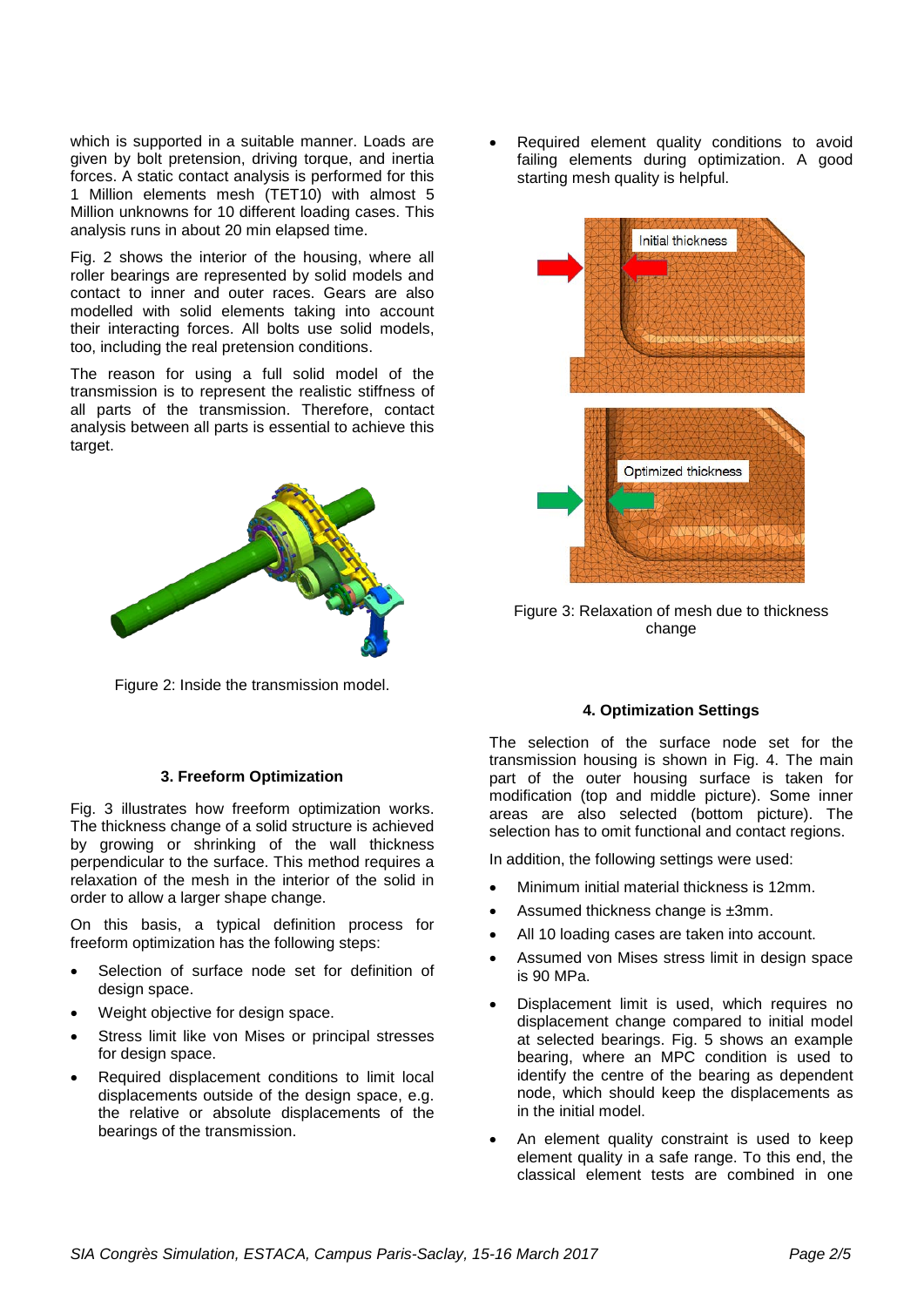which is supported in a suitable manner. Loads are given by bolt pretension, driving torque, and inertia forces. A static contact analysis is performed for this 1 Million elements mesh (TET10) with almost 5 Million unknowns for 10 different loading cases. This analysis runs in about 20 min elapsed time.

Fig. 2 shows the interior of the housing, where all roller bearings are represented by solid models and contact to inner and outer races. Gears are also modelled with solid elements taking into account their interacting forces. All bolts use solid models, too, including the real pretension conditions.

The reason for using a full solid model of the transmission is to represent the realistic stiffness of all parts of the transmission. Therefore, contact analysis between all parts is essential to achieve this target.

Figure 2: Inside the transmission model.

### 3. Freeform Optimization

Fig. 3 illustrates how freeform optimization works. The thickness change of a solid structure is achieved by growing or shrinking of the wall thickness perpendicular to the surface. This method requires a relaxation of the mesh in the interior of the solid in order to allow a larger shape change.

On this basis, a typical definition process for freeform optimization has the following steps:

- Selection of surface node set for definition of design space.
- Weight objective for design space.
- Stress limit like von Mises or principal stresses for design space.
- Required displacement conditions to limit local displacements outside of the design space, e.g. the relative or absolute displacements of the bearings of the transmission.
- Required element quality conditions to avoid failing elements during optimization. A good starting mesh quality is helpful.

Figure 3: Relaxation of mesh due to thickness change

### 4. Optimization Settings

The selection of the surface node set for the transmission housing is shown in Fig. 4. The main part of the outer housing surface is taken for modification (top and middle picture). Some inner areas are also selected (bottom picture). The selection has to omit functional and contact regions.

In addition, the following settings were used:

- Minimum initial material thickness is 12mm.
- Assumed thickness change is ±3mm.
- All 10 loading cases are taken into account.
- Assumed von Mises stress limit in design space is 90 MPa.
- Displacement limit is used, which requires no displacement change compared to initial model at selected bearings. Fig. 5 shows an example bearing, where an MPC condition is used to identify the centre of the bearing as dependent node, which should keep the displacements as in the initial model.
- An element quality constraint is used to keep element quality in a safe range. To this end, the classical element tests are combined in one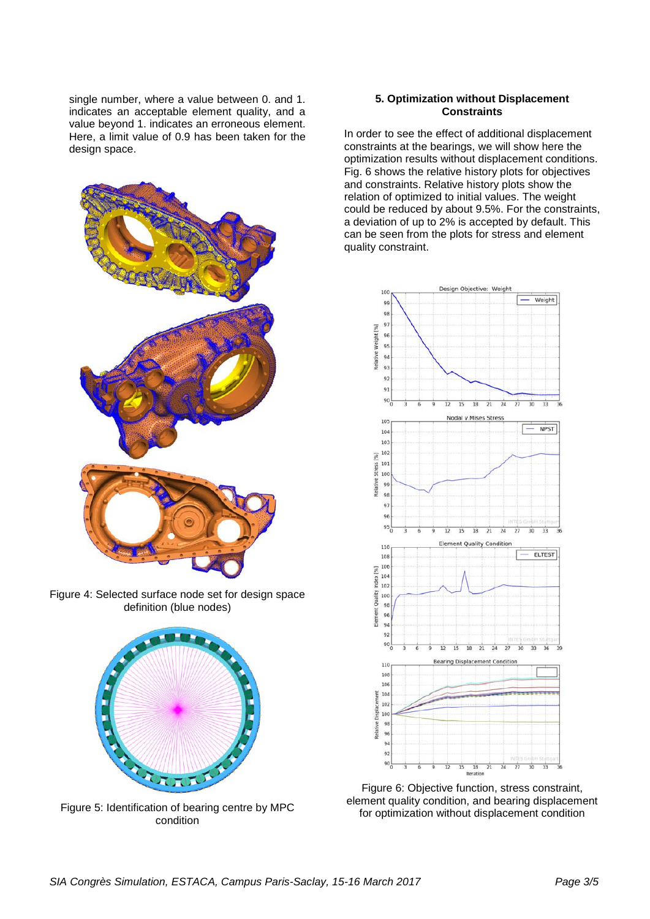single number, where a value between 0. and 1. indicates an acceptable element quality, and a value beyond 1. indicates an erroneous element. Here, a limit value of 0.9 has been taken for the design space.

Figure 4: Selected surface node set for design space definition (blue nodes)

Figure 5: Identification of bearing centre by MPC condition

## 5. Optimization without Displacement Constraints

In order to see the effect of additional displacement constraints at the bearings, we will show here the optimization results without displacement conditions. Fig. 6 shows the relative history plots for objectives and constraints. Relative history plots show the relation of optimized to initial values. The weight could be reduced by about 9.5%. For the constraints, a deviation of up to 2% is accepted by default. This can be seen from the plots for stress and element quality constraint.

Figure 6: Objective function, stress constraint, element quality condition, and bearing displacement for optimization without displacement condition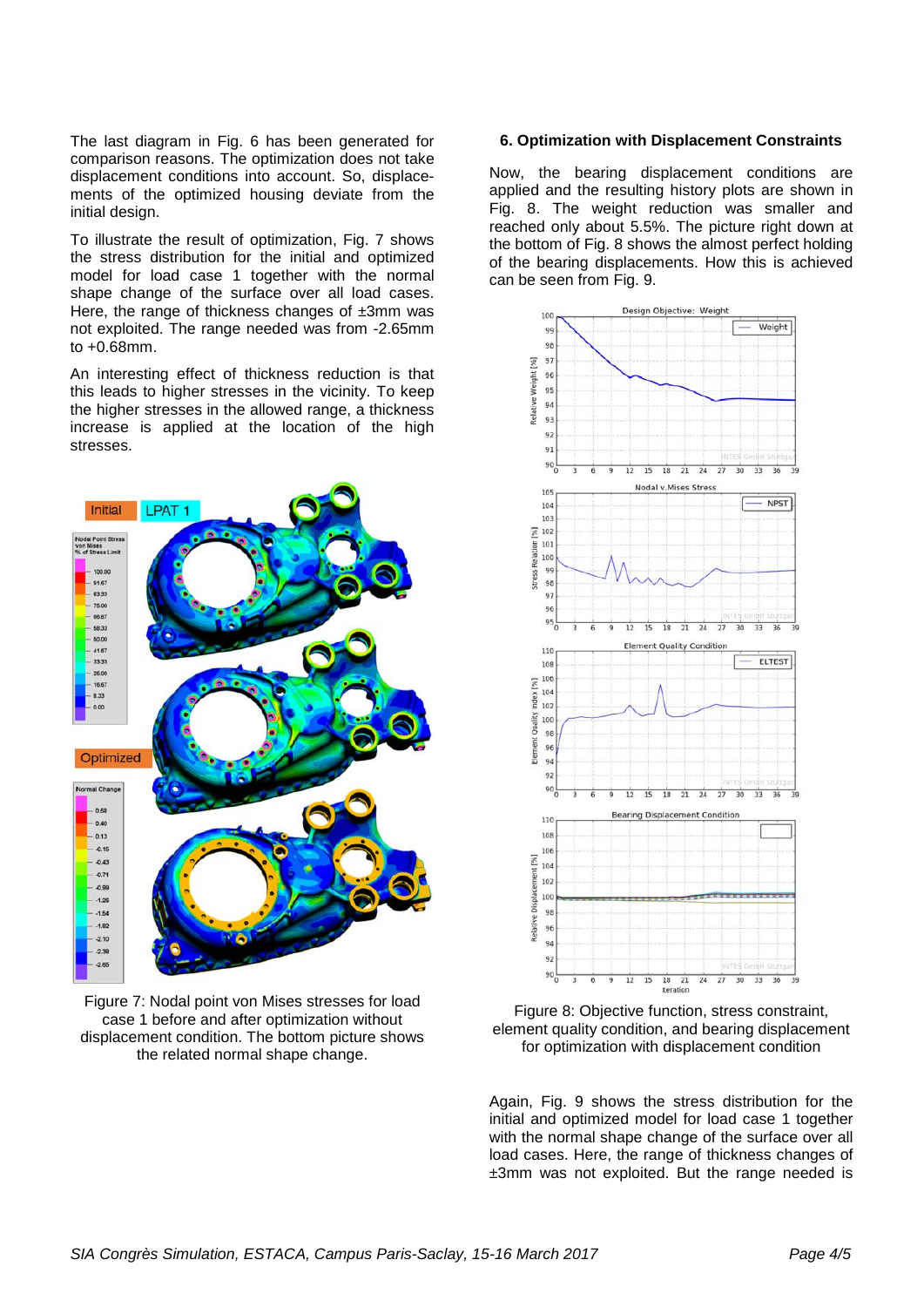The last diagram in Fig. 6 has been generated for comparison reasons. The optimization does not take displacement conditions into account. So, displacements of the optimized housing deviate from the initial design.

To illustrate the result of optimization, Fig. 7 shows the stress distribution for the initial and optimized model for load case 1 together with the normal shape change of the surface over all load cases. Here, the range of thickness changes of ±3mm was not exploited. The range needed was from -2.65mm to +0.68mm.

An interesting effect of thickness reduction is that this leads to higher stresses in the vicinity. To keep the higher stresses in the allowed range, a thickness increase is applied at the location of the high stresses.

Figure 7: Nodal point von Mises stresses for load case 1 before and after optimization without displacement condition. The bottom picture shows the related normal shape change.

## 6. Optimization with Displacement Constraints

Now, the bearing displacement conditions are applied and the resulting history plots are shown in Fig. 8. The weight reduction was smaller and reached only about 5.5%. The picture right down at the bottom of Fig. 8 shows the almost perfect holding of the bearing displacements. How this is achieved can be seen from Fig. 9.

Figure 8: Objective function, stress constraint, element quality condition, and bearing displacement for optimization with displacement condition

Again, Fig. 9 shows the stress distribution for the initial and optimized model for load case 1 together with the normal shape change of the surface over all load cases. Here, the range of thickness changes of ±3mm was not exploited. But the range needed is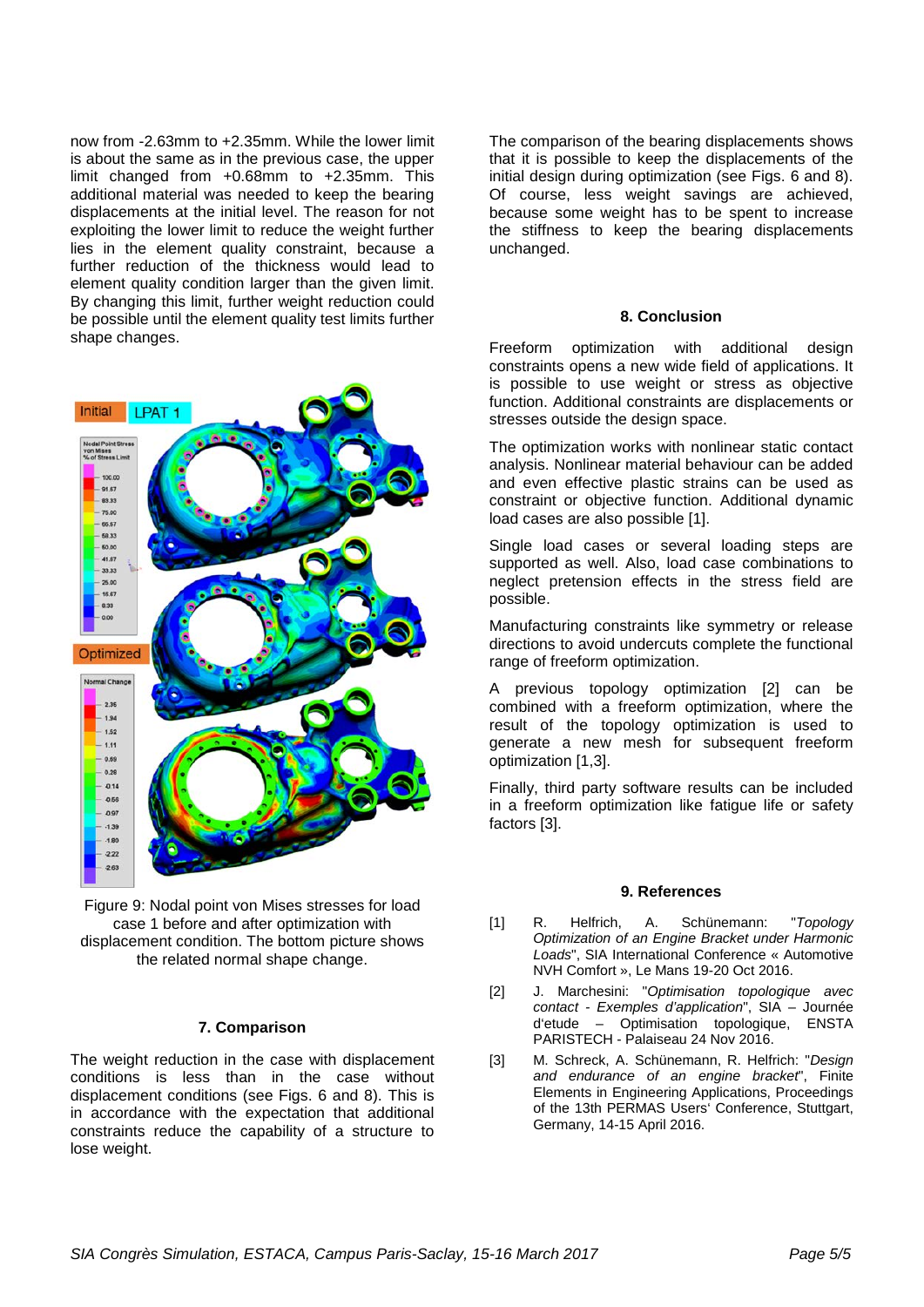now from -2.63mm to +2.35mm. While the lower limit is about the same as in the previous case, the upper limit changed from +0.68mm to +2.35mm. This additional material was needed to keep the bearing displacements at the initial level. The reason for not exploiting the lower limit to reduce the weight further lies in the element quality constraint, because a further reduction of the thickness would lead to element quality condition larger than the given limit. By changing this limit, further weight reduction could be possible until the element quality test limits further shape changes.

Initial
LPAT 1
Nodal Point Stress von Mises % of Stress Limit
100.00
91.67
83.33
75.00
66.67
58.33
50.00
41.67
33.33
25.00
16.67
8.33
0.00
Optimized
Normal Change
2.35
1.94
1.52
1.11
0.69
0.28
-0.14
-0.56
-0.97
-1.39
-1.80
-2.22
-2.63

Figure 9: Nodal point von Mises stresses for load case 1 before and after optimization with displacement condition. The bottom picture shows the related normal shape change.

## 7. Comparison

The weight reduction in the case with displacement conditions is less than in the case without displacement conditions (see Figs. 6 and 8). This is in accordance with the expectation that additional constraints reduce the capability of a structure to lose weight.

The comparison of the bearing displacements shows that it is possible to keep the displacements of the initial design during optimization (see Figs. 6 and 8). Of course, less weight savings are achieved, because some weight has to be spent to increase the stiffness to keep the bearing displacements unchanged.

## 8. Conclusion

Freeform optimization with additional design constraints opens a new wide field of applications. It is possible to use weight or stress as objective function. Additional constraints are displacements or stresses outside the design space.

The optimization works with nonlinear static contact analysis. Nonlinear material behaviour can be added and even effective plastic strains can be used as constraint or objective function. Additional dynamic load cases are also possible [1].

Single load cases or several loading steps are supported as well. Also, load case combinations to neglect pretension effects in the stress field are possible.

Manufacturing constraints like symmetry or release directions to avoid undercuts complete the functional range of freeform optimization.

A previous topology optimization [2] can be combined with a freeform optimization, where the result of the topology optimization is used to generate a new mesh for subsequent freeform optimization [1,3].

Finally, third party software results can be included in a freeform optimization like fatigue life or safety factors [3].

## 9. References

[1] R. Helfrich, A. Schünemann: "*Topology Optimization of an Engine Bracket under Harmonic Loads*", SIA International Conference « Automotive NVH Comfort », Le Mans 19-20 Oct 2016.

[2] J. Marchesini: "*Optimisation topologique avec contact - Exemples d'application*", SIA – Journée d'etude – Optimisation topologique, ENSTA PARISTECH - Palaiseau 24 Nov 2016.

[3] M. Schreck, A. Schünemann, R. Helfrich: "*Design and endurance of an engine bracket*", Finite Elements in Engineering Applications, Proceedings of the 13th PERMAS Users' Conference, Stuttgart, Germany, 14-15 April 2016.